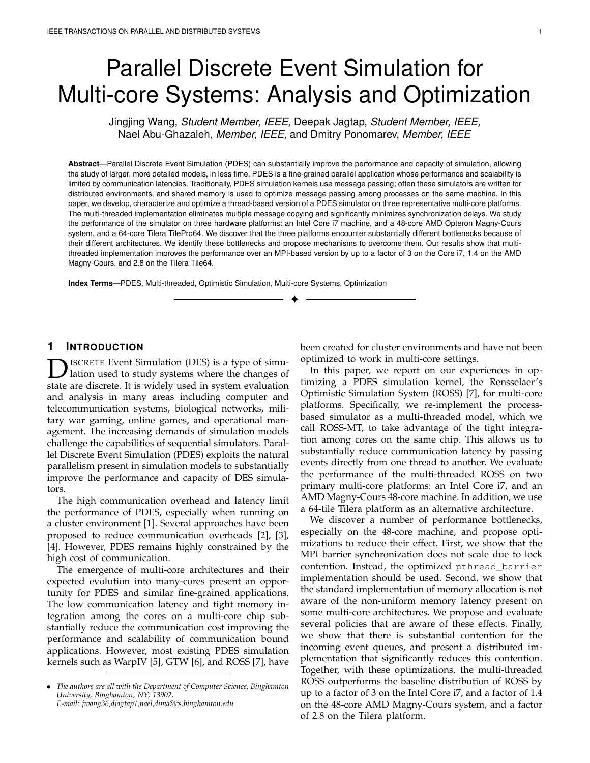# Parallel Discrete Event Simulation for Multi-core Systems: Analysis and Optimization

Jingjing Wang, *Student Member, IEEE,* Deepak Jagtap, *Student Member, IEEE,* Nael Abu-Ghazaleh, *Member, IEEE,* and Dmitry Ponomarev, *Member, IEEE*

**Abstract**—Parallel Discrete Event Simulation (PDES) can substantially improve the performance and capacity of simulation, allowing the study of larger, more detailed models, in less time. PDES is a fine-grained parallel application whose performance and scalability is limited by communication latencies. Traditionally, PDES simulation kernels use message passing; often these simulators are written for distributed environments, and shared memory is used to optimize message passing among processes on the same machine. In this paper, we develop, characterize and optimize a thread-based version of a PDES simulator on three representative multi-core platforms. The multi-threaded implementation eliminates multiple message copying and significantly minimizes synchronization delays. We study the performance of the simulator on three hardware platforms: an Intel Core i7 machine, and a 48-core AMD Opteron Magny-Cours system, and a 64-core Tilera TilePro64. We discover that the three platforms encounter substantially different bottlenecks because of their different architectures. We identify these bottlenecks and propose mechanisms to overcome them. Our results show that multi-threaded implementation improves the performance over an MPI-based version by up to a factor of 3 on the Core i7, 1.4 on the AMD Magny-Cours, and 2.8 on the Tilera Tile64.

**Index Terms**—PDES, Multi-threaded, Optimistic Simulation, Multi-core Systems, Optimization

## 1 Introduction

Discrete Event Simulation (DES) is a type of simulation used to study systems where the changes of state are discrete. It is widely used in system evaluation and analysis in many areas including computer and telecommunication systems, biological networks, military war gaming, online games, and operational management. The increasing demands of simulation models challenge the capabilities of sequential simulators. Parallel Discrete Event Simulation (PDES) exploits the natural parallelism present in simulation models to substantially improve the performance and capacity of DES simulators.

The high communication overhead and latency limit the performance of PDES, especially when running on a cluster environment [1]. Several approaches have been proposed to reduce communication overheads [2], [3], [4]. However, PDES remains highly constrained by the high cost of communication.

The emergence of multi-core architectures and their expected evolution into many-cores present an opportunity for PDES and similar fine-grained applications. The low communication latency and tight memory integration among the cores on a multi-core chip substantially reduce the communication cost improving the performance and scalability of communication bound applications. However, most existing PDES simulation kernels such as WarpIV [5], GTW [6], and ROSS [7], have been created for cluster environments and have not been optimized to work in multi-core settings.

In this paper, we report on our experiences in optimizing a PDES simulation kernel, the Rensselaer's Optimistic Simulation System (ROSS) [7], for multi-core platforms. Specifically, we re-implement the process-based simulator as a multi-threaded model, which we call ROSS-MT, to take advantage of the tight integration among cores on the same chip. This allows us to substantially reduce communication latency by passing events directly from one thread to another. We evaluate the performance of the multi-threaded ROSS on two primary multi-core platforms: an Intel Core i7, and an AMD Magny-Cours 48-core machine. In addition, we use a 64-tile Tilera platform as an alternative architecture.

We discover a number of performance bottlenecks, especially on the 48-core machine, and propose optimizations to reduce their effect. First, we show that the MPI barrier synchronization does not scale due to lock contention. Instead, the optimized `pthread_barrier` implementation should be used. Second, we show that the standard implementation of memory allocation is not aware of the non-uniform memory latency present on some multi-core architectures. We propose and evaluate several policies that are aware of these effects. Finally, we show that there is substantial contention for the incoming event queues, and present a distributed implementation that significantly reduces this contention. Together, with these optimizations, the multi-threaded ROSS outperforms the baseline distribution of ROSS by up to a factor of 3 on the Intel Core i7, and a factor of 1.4 on the 48-core AMD Magny-Cours system, and a factor of 2.8 on the Tilera platform.

- *The authors are all with the Department of Computer Science, Binghamton University, Binghamton, NY, 13902.*
  *E-mail: jwang36,djagtap1,nael,dima@cs.binghamton.edu*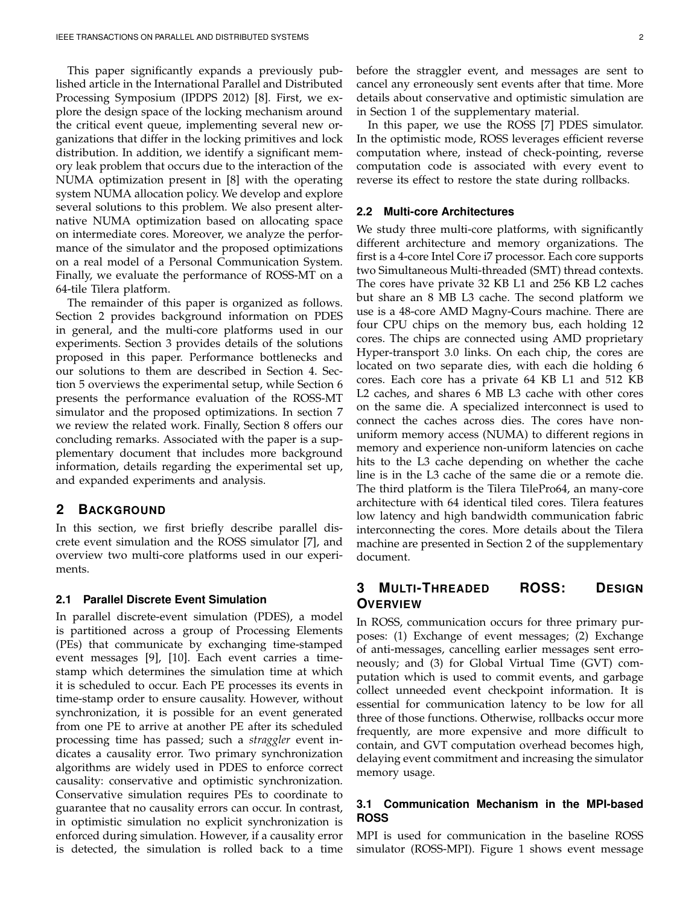This paper significantly expands a previously published article in the International Parallel and Distributed Processing Symposium (IPDPS 2012) [8]. First, we explore the design space of the locking mechanism around the critical event queue, implementing several new organizations that differ in the locking primitives and lock distribution. In addition, we identify a significant memory leak problem that occurs due to the interaction of the NUMA optimization present in [8] with the operating system NUMA allocation policy. We develop and explore several solutions to this problem. We also present alternative NUMA optimization based on allocating space on intermediate cores. Moreover, we analyze the performance of the simulator and the proposed optimizations on a real model of a Personal Communication System. Finally, we evaluate the performance of ROSS-MT on a 64-tile Tilera platform.

The remainder of this paper is organized as follows. Section 2 provides background information on PDES in general, and the multi-core platforms used in our experiments. Section 3 provides details of the solutions proposed in this paper. Performance bottlenecks and our solutions to them are described in Section 4. Section 5 overviews the experimental setup, while Section 6 presents the performance evaluation of the ROSS-MT simulator and the proposed optimizations. In section 7 we review the related work. Finally, Section 8 offers our concluding remarks. Associated with the paper is a supplementary document that includes more background information, details regarding the experimental set up, and expanded experiments and analysis.

## 2 Background

In this section, we first briefly describe parallel discrete event simulation and the ROSS simulator [7], and overview two multi-core platforms used in our experiments.

### 2.1 Parallel Discrete Event Simulation

In parallel discrete-event simulation (PDES), a model is partitioned across a group of Processing Elements (PEs) that communicate by exchanging time-stamped event messages [9], [10]. Each event carries a timestamp which determines the simulation time at which it is scheduled to occur. Each PE processes its events in time-stamp order to ensure causality. However, without synchronization, it is possible for an event generated from one PE to arrive at another PE after its scheduled processing time has passed; such a *straggler* event indicates a causality error. Two primary synchronization algorithms are widely used in PDES to enforce correct causality: conservative and optimistic synchronization. Conservative simulation requires PEs to coordinate to guarantee that no causality errors can occur. In contrast, in optimistic simulation no explicit synchronization is enforced during simulation. However, if a causality error is detected, the simulation is rolled back to a time before the straggler event, and messages are sent to cancel any erroneously sent events after that time. More details about conservative and optimistic simulation are in Section 1 of the supplementary material.

In this paper, we use the ROSS [7] PDES simulator. In the optimistic mode, ROSS leverages efficient reverse computation where, instead of check-pointing, reverse computation code is associated with every event to reverse its effect to restore the state during rollbacks.

### 2.2 Multi-core Architectures

We study three multi-core platforms, with significantly different architecture and memory organizations. The first is a 4-core Intel Core i7 processor. Each core supports two Simultaneous Multi-threaded (SMT) thread contexts. The cores have private 32 KB L1 and 256 KB L2 caches but share an 8 MB L3 cache. The second platform we use is a 48-core AMD Magny-Cours machine. There are four CPU chips on the memory bus, each holding 12 cores. The chips are connected using AMD proprietary Hyper-transport 3.0 links. On each chip, the cores are located on two separate dies, with each die holding 6 cores. Each core has a private 64 KB L1 and 512 KB L2 caches, and shares 6 MB L3 cache with other cores on the same die. A specialized interconnect is used to connect the caches across dies. The cores have non-uniform memory access (NUMA) to different regions in memory and experience non-uniform latencies on cache hits to the L3 cache depending on whether the cache line is in the L3 cache of the same die or a remote die. The third platform is the Tilera TilePro64, an many-core architecture with 64 identical tiled cores. Tilera features low latency and high bandwidth communication fabric interconnecting the cores. More details about the Tilera machine are presented in Section 2 of the supplementary document.

## 3 Multi-Threaded ROSS: Design Overview

In ROSS, communication occurs for three primary purposes: (1) Exchange of event messages; (2) Exchange of anti-messages, cancelling earlier messages sent erroneously; and (3) for Global Virtual Time (GVT) computation which is used to commit events, and garbage collect unneeded event checkpoint information. It is essential for communication latency to be low for all three of those functions. Otherwise, rollbacks occur more frequently, are more expensive and more difficult to contain, and GVT computation overhead becomes high, delaying event commitment and increasing the simulator memory usage.

### 3.1 Communication Mechanism in the MPI-based ROSS

MPI is used for communication in the baseline ROSS simulator (ROSS-MPI). Figure 1 shows event message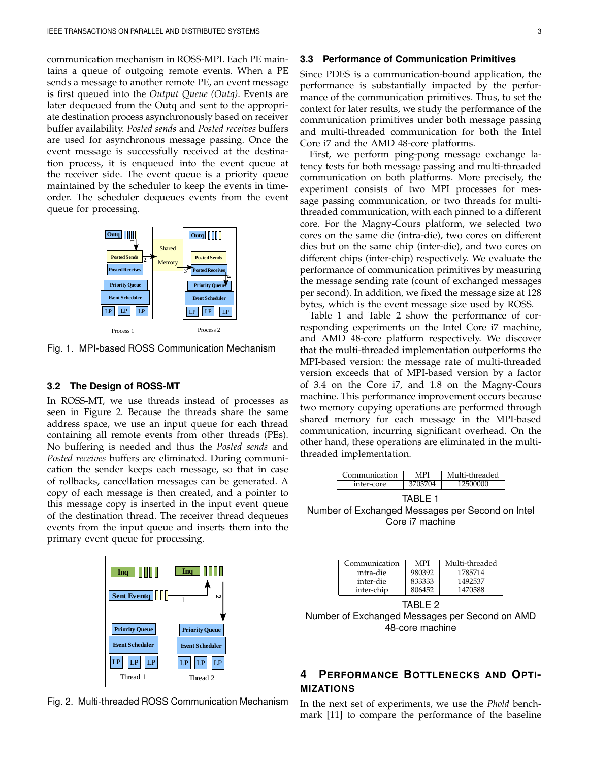communication mechanism in ROSS-MPI. Each PE maintains a queue of outgoing remote events. When a PE sends a message to another remote PE, an event message is first queued into the *Output Queue (Outq)*. Events are later dequeued from the Outq and sent to the appropriate destination process asynchronously based on receiver buffer availability. *Posted sends* and *Posted receives* buffers are used for asynchronous message passing. Once the event message is successfully received at the destination process, it is enqueued into the event queue at the receiver side. The event queue is a priority queue maintained by the scheduler to keep the events in time-order. The scheduler dequeues events from the event queue for processing.

Fig. 1. MPI-based ROSS Communication Mechanism

### 3.2 The Design of ROSS-MT

In ROSS-MT, we use threads instead of processes as seen in Figure 2. Because the threads share the same address space, we use an input queue for each thread containing all remote events from other threads (PEs). No buffering is needed and thus the *Posted sends* and *Posted receives* buffers are eliminated. During communication the sender keeps each message, so that in case of rollbacks, cancellation messages can be generated. A copy of each message is then created, and a pointer to this message copy is inserted in the input event queue of the destination thread. The receiver thread dequeues events from the input queue and inserts them into the primary event queue for processing.

Fig. 2. Multi-threaded ROSS Communication Mechanism

### 3.3 Performance of Communication Primitives

Since PDES is a communication-bound application, the performance is substantially impacted by the performance of the communication primitives. Thus, to set the context for later results, we study the performance of the communication primitives under both message passing and multi-threaded communication for both the Intel Core i7 and the AMD 48-core platforms.

First, we perform ping-pong message exchange latency tests for both message passing and multi-threaded communication on both platforms. More precisely, the experiment consists of two MPI processes for message passing communication, or two threads for multi-threaded communication, with each pinned to a different core. For the Magny-Cours platform, we selected two cores on the same die (intra-die), two cores on different dies but on the same chip (inter-die), and two cores on different chips (inter-chip) respectively. We evaluate the performance of communication primitives by measuring the message sending rate (count of exchanged messages per second). In addition, we fixed the message size at 128 bytes, which is the event message size used by ROSS.

Table 1 and Table 2 show the performance of corresponding experiments on the Intel Core i7 machine, and AMD 48-core platform respectively. We discover that the multi-threaded implementation outperforms the MPI-based version: the message rate of multi-threaded version exceeds that of MPI-based version by a factor of 3.4 on the Core i7, and 1.8 on the Magny-Cours machine. This performance improvement occurs because two memory copying operations are performed through shared memory for each message in the MPI-based communication, incurring significant overhead. On the other hand, these operations are eliminated in the multi-threaded implementation.

| Communication | MPI | Multi-threaded |
|---|---|---|
| inter-core | 3703704 | 12500000 |

TABLE 1
Number of Exchanged Messages per Second on Intel Core i7 machine

| Communication | MPI | Multi-threaded |
|---|---|---|
| intra-die | 980392 | 1785714 |
| inter-die | 833333 | 1492537 |
| inter-chip | 806452 | 1470588 |

TABLE 2
Number of Exchanged Messages per Second on AMD 48-core machine

## 4 Performance Bottlenecks and Optimizations

In the next set of experiments, we use the *Phold* benchmark [11] to compare the performance of the baseline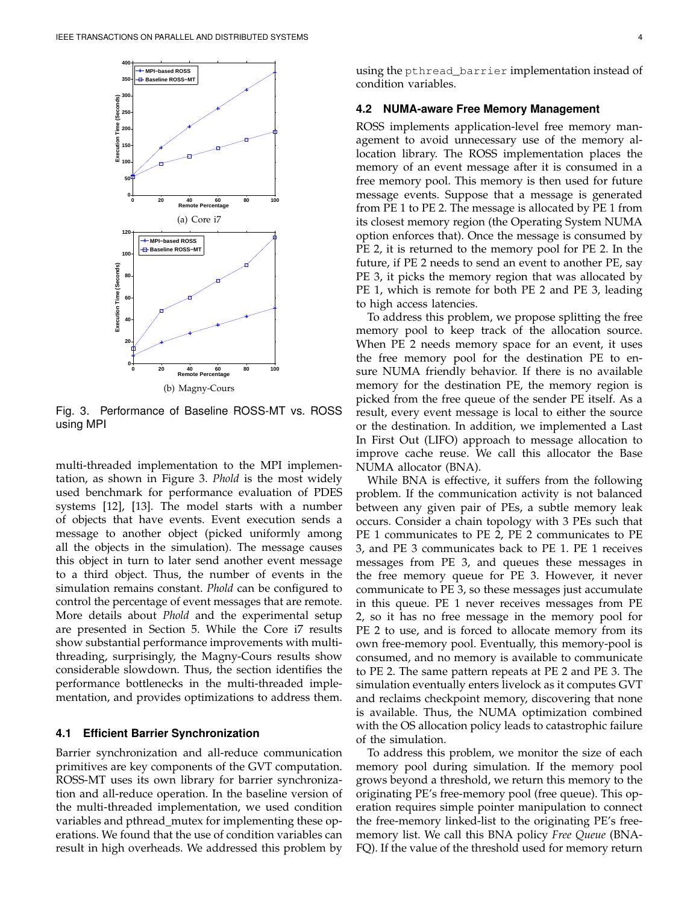(a) Core i7

(b) Magny-Cours

Fig. 3. Performance of Baseline ROSS-MT vs. ROSS using MPI

multi-threaded implementation to the MPI implementation, as shown in Figure 3. *Phold* is the most widely used benchmark for performance evaluation of PDES systems [12], [13]. The model starts with a number of objects that have events. Event execution sends a message to another object (picked uniformly among all the objects in the simulation). The message causes this object in turn to later send another event message to a third object. Thus, the number of events in the simulation remains constant. *Phold* can be configured to control the percentage of event messages that are remote. More details about *Phold* and the experimental setup are presented in Section 5. While the Core i7 results show substantial performance improvements with multi-threading, surprisingly, the Magny-Cours results show considerable slowdown. Thus, the section identifies the performance bottlenecks in the multi-threaded implementation, and provides optimizations to address them.

### 4.1 Efficient Barrier Synchronization

Barrier synchronization and all-reduce communication primitives are key components of the GVT computation. ROSS-MT uses its own library for barrier synchronization and all-reduce operation. In the baseline version of the multi-threaded implementation, we used condition variables and pthread_mutex for implementing these operations. We found that the use of condition variables can result in high overheads. We addressed this problem by using the `pthread_barrier` implementation instead of condition variables.

### 4.2 NUMA-aware Free Memory Management

ROSS implements application-level free memory management to avoid unnecessary use of the memory allocation library. The ROSS implementation places the memory of an event message after it is consumed in a free memory pool. This memory is then used for future message events. Suppose that a message is generated from PE 1 to PE 2. The message is allocated by PE 1 from its closest memory region (the Operating System NUMA option enforces that). Once the message is consumed by PE 2, it is returned to the memory pool for PE 2. In the future, if PE 2 needs to send an event to another PE, say PE 3, it picks the memory region that was allocated by PE 1, which is remote for both PE 2 and PE 3, leading to high access latencies.

To address this problem, we propose splitting the free memory pool to keep track of the allocation source. When PE 2 needs memory space for an event, it uses the free memory pool for the destination PE to ensure NUMA friendly behavior. If there is no available memory for the destination PE, the memory region is picked from the free queue of the sender PE itself. As a result, every event message is local to either the source or the destination. In addition, we implemented a Last In First Out (LIFO) approach to message allocation to improve cache reuse. We call this allocator the Base NUMA allocator (BNA).

While BNA is effective, it suffers from the following problem. If the communication activity is not balanced between any given pair of PEs, a subtle memory leak occurs. Consider a chain topology with 3 PEs such that PE 1 communicates to PE 2, PE 2 communicates to PE 3, and PE 3 communicates back to PE 1. PE 1 receives messages from PE 3, and queues these messages in the free memory queue for PE 3. However, it never communicate to PE 3, so these messages just accumulate in this queue. PE 1 never receives messages from PE 2, so it has no free message in the memory pool for PE 2 to use, and is forced to allocate memory from its own free-memory pool. Eventually, this memory-pool is consumed, and no memory is available to communicate to PE 2. The same pattern repeats at PE 2 and PE 3. The simulation eventually enters livelock as it computes GVT and reclaims checkpoint memory, discovering that none is available. Thus, the NUMA optimization combined with the OS allocation policy leads to catastrophic failure of the simulation.

To address this problem, we monitor the size of each memory pool during simulation. If the memory pool grows beyond a threshold, we return this memory to the originating PE's free-memory pool (free queue). This operation requires simple pointer manipulation to connect the free-memory linked-list to the originating PE's free-memory list. We call this BNA policy *Free Queue* (BNA-FQ). If the value of the threshold used for memory return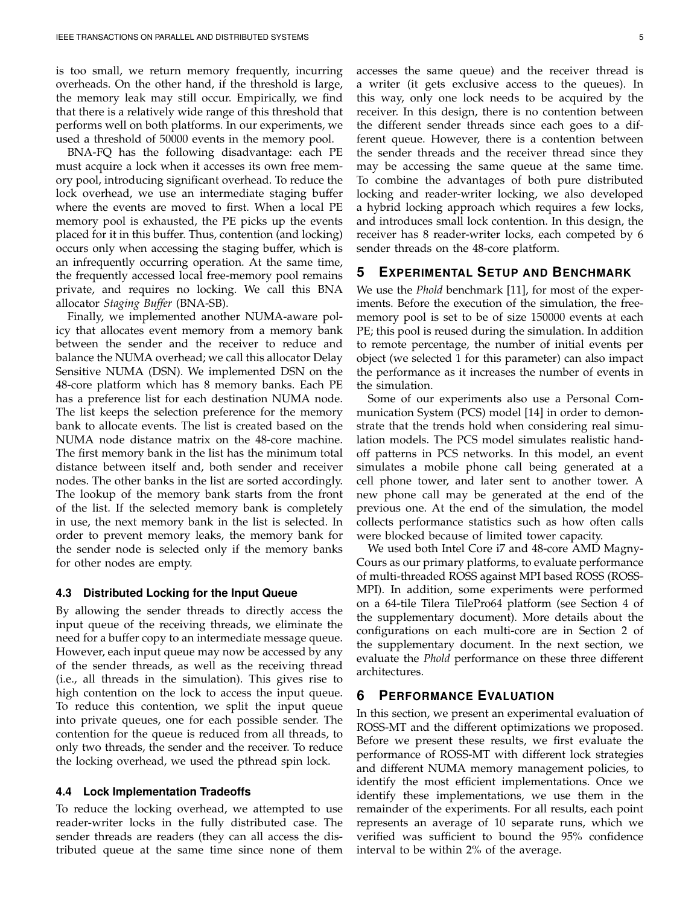is too small, we return memory frequently, incurring overheads. On the other hand, if the threshold is large, the memory leak may still occur. Empirically, we find that there is a relatively wide range of this threshold that performs well on both platforms. In our experiments, we used a threshold of 50000 events in the memory pool.

BNA-FQ has the following disadvantage: each PE must acquire a lock when it accesses its own free memory pool, introducing significant overhead. To reduce the lock overhead, we use an intermediate staging buffer where the events are moved to first. When a local PE memory pool is exhausted, the PE picks up the events placed for it in this buffer. Thus, contention (and locking) occurs only when accessing the staging buffer, which is an infrequently occurring operation. At the same time, the frequently accessed local free-memory pool remains private, and requires no locking. We call this BNA allocator *Staging Buffer* (BNA-SB).

Finally, we implemented another NUMA-aware policy that allocates event memory from a memory bank between the sender and the receiver to reduce and balance the NUMA overhead; we call this allocator Delay Sensitive NUMA (DSN). We implemented DSN on the 48-core platform which has 8 memory banks. Each PE has a preference list for each destination NUMA node. The list keeps the selection preference for the memory bank to allocate events. The list is created based on the NUMA node distance matrix on the 48-core machine. The first memory bank in the list has the minimum total distance between itself and, both sender and receiver nodes. The other banks in the list are sorted accordingly. The lookup of the memory bank starts from the front of the list. If the selected memory bank is completely in use, the next memory bank in the list is selected. In order to prevent memory leaks, the memory bank for the sender node is selected only if the memory banks for other nodes are empty.

### 4.3 Distributed Locking for the Input Queue

By allowing the sender threads to directly access the input queue of the receiving threads, we eliminate the need for a buffer copy to an intermediate message queue. However, each input queue may now be accessed by any of the sender threads, as well as the receiving thread (i.e., all threads in the simulation). This gives rise to high contention on the lock to access the input queue. To reduce this contention, we split the input queue into private queues, one for each possible sender. The contention for the queue is reduced from all threads, to only two threads, the sender and the receiver. To reduce the locking overhead, we used the pthread spin lock.

### 4.4 Lock Implementation Tradeoffs

To reduce the locking overhead, we attempted to use reader-writer locks in the fully distributed case. The sender threads are readers (they can all access the distributed queue at the same time since none of them accesses the same queue) and the receiver thread is a writer (it gets exclusive access to the queues). In this way, only one lock needs to be acquired by the receiver. In this design, there is no contention between the different sender threads since each goes to a different queue. However, there is a contention between the sender threads and the receiver thread since they may be accessing the same queue at the same time. To combine the advantages of both pure distributed locking and reader-writer locking, we also developed a hybrid locking approach which requires a few locks, and introduces small lock contention. In this design, the receiver has 8 reader-writer locks, each competed by 6 sender threads on the 48-core platform.

## 5 Experimental Setup and Benchmark

We use the *Phold* benchmark [11], for most of the experiments. Before the execution of the simulation, the free-memory pool is set to be of size 150000 events at each PE; this pool is reused during the simulation. In addition to remote percentage, the number of initial events per object (we selected 1 for this parameter) can also impact the performance as it increases the number of events in the simulation.

Some of our experiments also use a Personal Communication System (PCS) model [14] in order to demonstrate that the trends hold when considering real simulation models. The PCS model simulates realistic hand-off patterns in PCS networks. In this model, an event simulates a mobile phone call being generated at a cell phone tower, and later sent to another tower. A new phone call may be generated at the end of the previous one. At the end of the simulation, the model collects performance statistics such as how often calls were blocked because of limited tower capacity.

We used both Intel Core i7 and 48-core AMD Magny-Cours as our primary platforms, to evaluate performance of multi-threaded ROSS against MPI based ROSS (ROSS-MPI). In addition, some experiments were performed on a 64-tile Tilera TilePro64 platform (see Section 4 of the supplementary document). More details about the configurations on each multi-core are in Section 2 of the supplementary document. In the next section, we evaluate the *Phold* performance on these three different architectures.

## 6 Performance Evaluation

In this section, we present an experimental evaluation of ROSS-MT and the different optimizations we proposed. Before we present these results, we first evaluate the performance of ROSS-MT with different lock strategies and different NUMA memory management policies, to identify the most efficient implementations. Once we identify these implementations, we use them in the remainder of the experiments. For all results, each point represents an average of 10 separate runs, which we verified was sufficient to bound the 95% confidence interval to be within 2% of the average.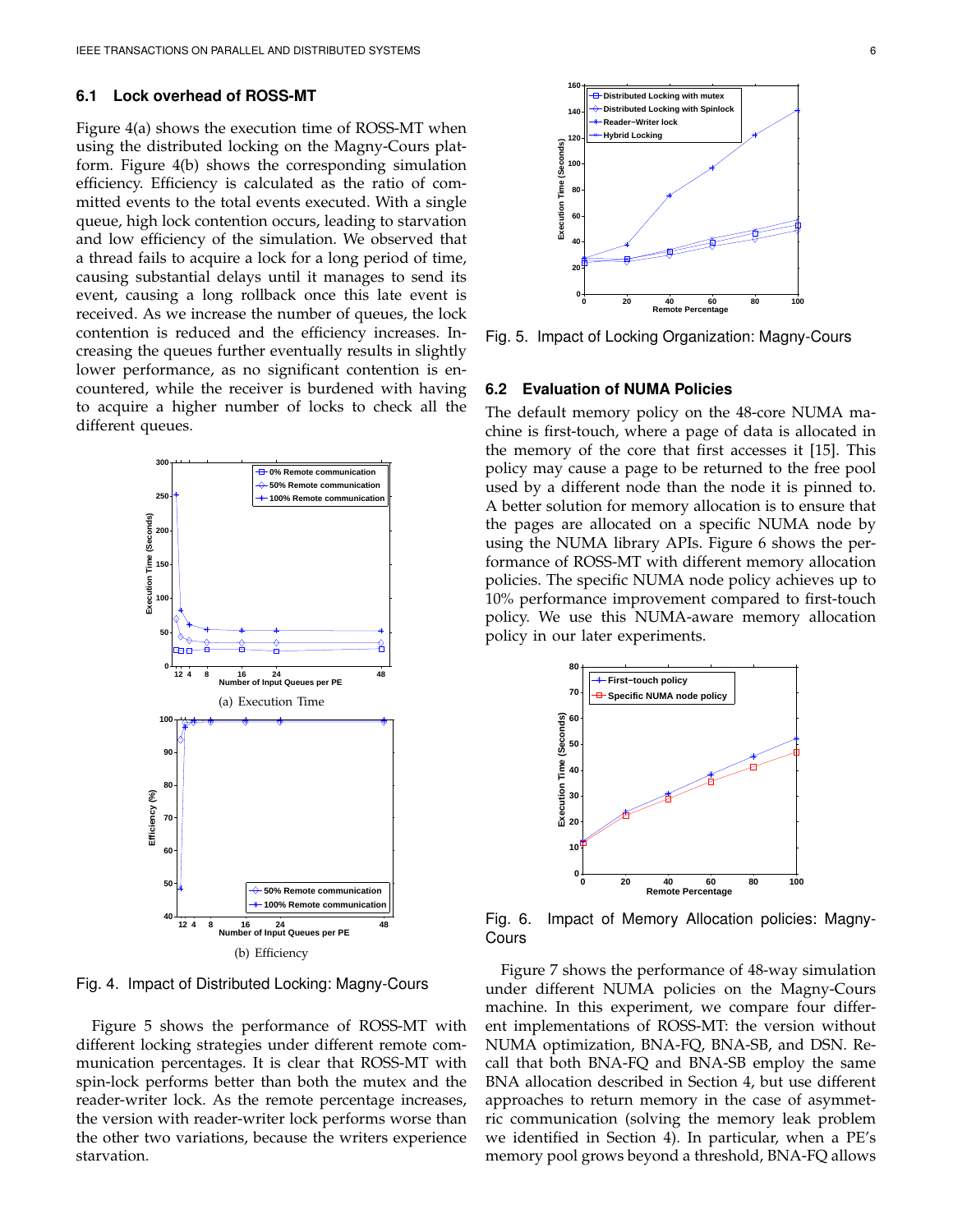### 6.1 Lock overhead of ROSS-MT

Figure 4(a) shows the execution time of ROSS-MT when using the distributed locking on the Magny-Cours platform. Figure 4(b) shows the corresponding simulation efficiency. Efficiency is calculated as the ratio of committed events to the total events executed. With a single queue, high lock contention occurs, leading to starvation and low efficiency of the simulation. We observed that a thread fails to acquire a lock for a long period of time, causing substantial delays until it manages to send its event, causing a long rollback once this late event is received. As we increase the number of queues, the lock contention is reduced and the efficiency increases. Increasing the queues further eventually results in slightly lower performance, as no significant contention is encountered, while the receiver is burdened with having to acquire a higher number of locks to check all the different queues.

(a) Execution Time

(b) Efficiency

Fig. 4. Impact of Distributed Locking: Magny-Cours

Figure 5 shows the performance of ROSS-MT with different locking strategies under different remote communication percentages. It is clear that ROSS-MT with spin-lock performs better than both the mutex and the reader-writer lock. As the remote percentage increases, the version with reader-writer lock performs worse than the other two variations, because the writers experience starvation.

Fig. 5. Impact of Locking Organization: Magny-Cours

### 6.2 Evaluation of NUMA Policies

The default memory policy on the 48-core NUMA machine is first-touch, where a page of data is allocated in the memory of the core that first accesses it [15]. This policy may cause a page to be returned to the free pool used by a different node than the node it is pinned to. A better solution for memory allocation is to ensure that the pages are allocated on a specific NUMA node by using the NUMA library APIs. Figure 6 shows the performance of ROSS-MT with different memory allocation policies. The specific NUMA node policy achieves up to 10% performance improvement compared to first-touch policy. We use this NUMA-aware memory allocation policy in our later experiments.

Fig. 6. Impact of Memory Allocation policies: Magny-Cours

Figure 7 shows the performance of 48-way simulation under different NUMA policies on the Magny-Cours machine. In this experiment, we compare four different implementations of ROSS-MT: the version without NUMA optimization, BNA-FQ, BNA-SB, and DSN. Recall that both BNA-FQ and BNA-SB employ the same BNA allocation described in Section 4, but use different approaches to return memory in the case of asymmetric communication (solving the memory leak problem we identified in Section 4). In particular, when a PE's memory pool grows beyond a threshold, BNA-FQ allows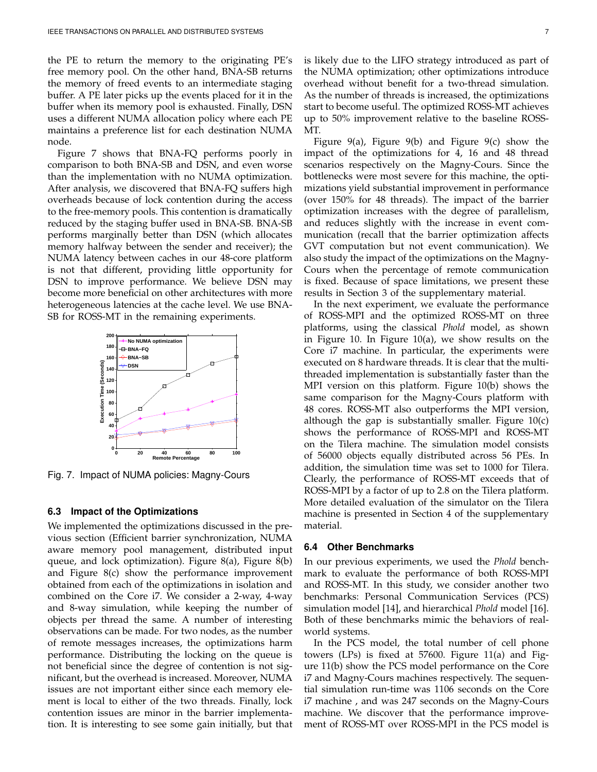the PE to return the memory to the originating PE's free memory pool. On the other hand, BNA-SB returns the memory of freed events to an intermediate staging buffer. A PE later picks up the events placed for it in the buffer when its memory pool is exhausted. Finally, DSN uses a different NUMA allocation policy where each PE maintains a preference list for each destination NUMA node.

Figure 7 shows that BNA-FQ performs poorly in comparison to both BNA-SB and DSN, and even worse than the implementation with no NUMA optimization. After analysis, we discovered that BNA-FQ suffers high overheads because of lock contention during the access to the free-memory pools. This contention is dramatically reduced by the staging buffer used in BNA-SB. BNA-SB performs marginally better than DSN (which allocates memory halfway between the sender and receiver); the NUMA latency between caches in our 48-core platform is not that different, providing little opportunity for DSN to improve performance. We believe DSN may become more beneficial on other architectures with more heterogeneous latencies at the cache level. We use BNA-SB for ROSS-MT in the remaining experiments.

Fig. 7. Impact of NUMA policies: Magny-Cours

### 6.3 Impact of the Optimizations

We implemented the optimizations discussed in the previous section (Efficient barrier synchronization, NUMA aware memory pool management, distributed input queue, and lock optimization). Figure 8(a), Figure 8(b) and Figure 8(c) show the performance improvement obtained from each of the optimizations in isolation and combined on the Core i7. We consider a 2-way, 4-way and 8-way simulation, while keeping the number of objects per thread the same. A number of interesting observations can be made. For two nodes, as the number of remote messages increases, the optimizations harm performance. Distributing the locking on the queue is not beneficial since the degree of contention is not significant, but the overhead is increased. Moreover, NUMA issues are not important either since each memory element is local to either of the two threads. Finally, lock contention issues are minor in the barrier implementation. It is interesting to see some gain initially, but that is likely due to the LIFO strategy introduced as part of the NUMA optimization; other optimizations introduce overhead without benefit for a two-thread simulation. As the number of threads is increased, the optimizations start to become useful. The optimized ROSS-MT achieves up to 50% improvement relative to the baseline ROSS-MT.

Figure 9(a), Figure 9(b) and Figure 9(c) show the impact of the optimizations for 4, 16 and 48 thread scenarios respectively on the Magny-Cours. Since the bottlenecks were most severe for this machine, the optimizations yield substantial improvement in performance (over 150% for 48 threads). The impact of the barrier optimization increases with the degree of parallelism, and reduces slightly with the increase in event communication (recall that the barrier optimization affects GVT computation but not event communication). We also study the impact of the optimizations on the Magny-Cours when the percentage of remote communication is fixed. Because of space limitations, we present these results in Section 3 of the supplementary material.

In the next experiment, we evaluate the performance of ROSS-MPI and the optimized ROSS-MT on three platforms, using the classical *Phold* model, as shown in Figure 10. In Figure 10(a), we show results on the Core i7 machine. In particular, the experiments were executed on 8 hardware threads. It is clear that the multi-threaded implementation is substantially faster than the MPI version on this platform. Figure 10(b) shows the same comparison for the Magny-Cours platform with 48 cores. ROSS-MT also outperforms the MPI version, although the gap is substantially smaller. Figure 10(c) shows the performance of ROSS-MPI and ROSS-MT on the Tilera machine. The simulation model consists of 56000 objects equally distributed across 56 PEs. In addition, the simulation time was set to 1000 for Tilera. Clearly, the performance of ROSS-MT exceeds that of ROSS-MPI by a factor of up to 2.8 on the Tilera platform. More detailed evaluation of the simulator on the Tilera machine is presented in Section 4 of the supplementary material.

### 6.4 Other Benchmarks

In our previous experiments, we used the *Phold* benchmark to evaluate the performance of both ROSS-MPI and ROSS-MT. In this study, we consider another two benchmarks: Personal Communication Services (PCS) simulation model [14], and hierarchical *Phold* model [16]. Both of these benchmarks mimic the behaviors of real-world systems.

In the PCS model, the total number of cell phone towers (LPs) is fixed at 57600. Figure 11(a) and Figure 11(b) show the PCS model performance on the Core i7 and Magny-Cours machines respectively. The sequential simulation run-time was 1106 seconds on the Core i7 machine , and was 247 seconds on the Magny-Cours machine. We discover that the performance improvement of ROSS-MT over ROSS-MPI in the PCS model is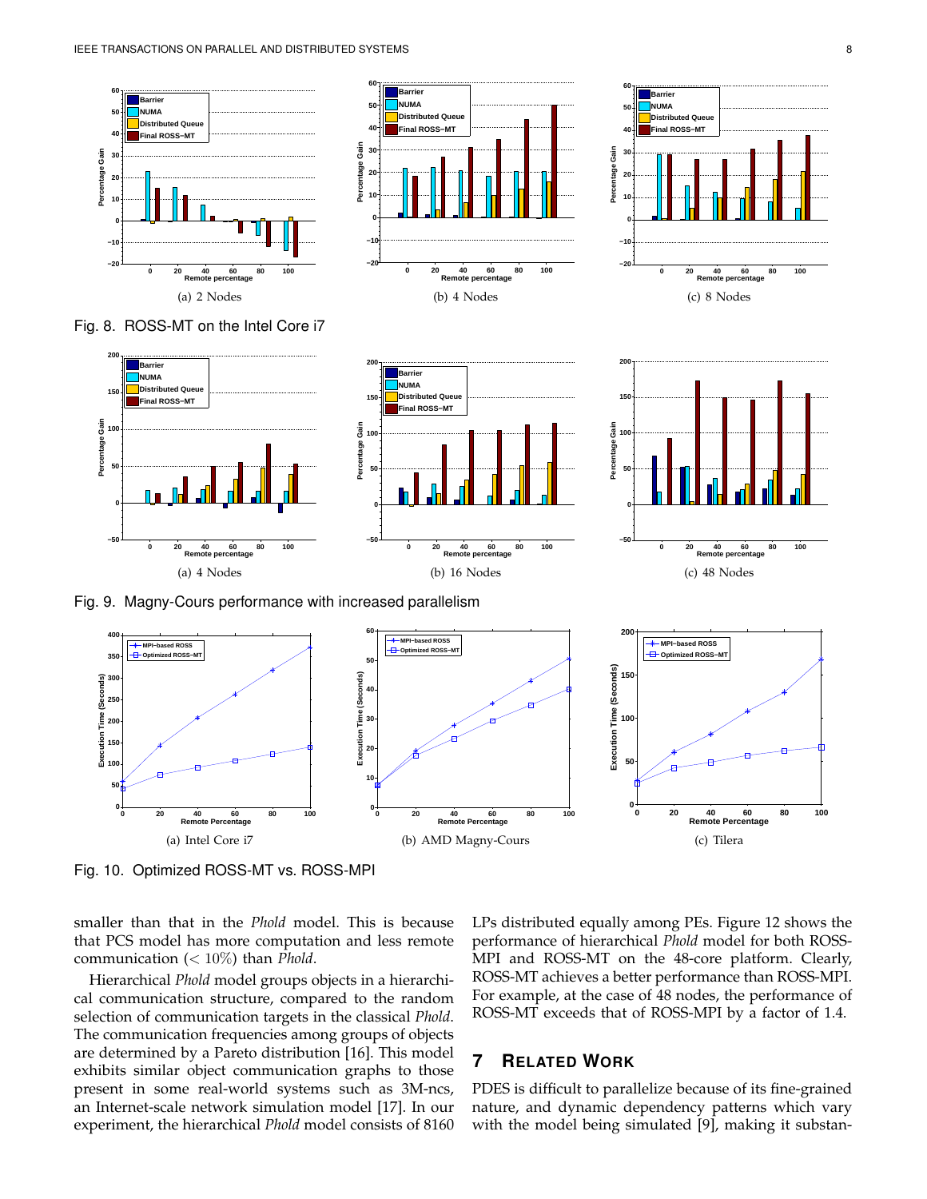(a) 2 Nodes

(b) 4 Nodes

(c) 8 Nodes

Fig. 8. ROSS-MT on the Intel Core i7

(a) 4 Nodes

(b) 16 Nodes

(c) 48 Nodes

Fig. 9. Magny-Cours performance with increased parallelism

(a) Intel Core i7

(b) AMD Magny-Cours

(c) Tilera

Fig. 10. Optimized ROSS-MT vs. ROSS-MPI

smaller than that in the *Phold* model. This is because that PCS model has more computation and less remote communication ($< 10\%$) than *Phold*.

Hierarchical *Phold* model groups objects in a hierarchical communication structure, compared to the random selection of communication targets in the classical *Phold*. The communication frequencies among groups of objects are determined by a Pareto distribution [16]. This model exhibits similar object communication graphs to those present in some real-world systems such as 3M-ncs, an Internet-scale network simulation model [17]. In our experiment, the hierarchical *Phold* model consists of 8160 LPs distributed equally among PEs. Figure 12 shows the performance of hierarchical *Phold* model for both ROSS-MPI and ROSS-MT on the 48-core platform. Clearly, ROSS-MT achieves a better performance than ROSS-MPI. For example, at the case of 48 nodes, the performance of ROSS-MT exceeds that of ROSS-MPI by a factor of 1.4.

## 7 Related Work

PDES is difficult to parallelize because of its fine-grained nature, and dynamic dependency patterns which vary with the model being simulated [9], making it substan-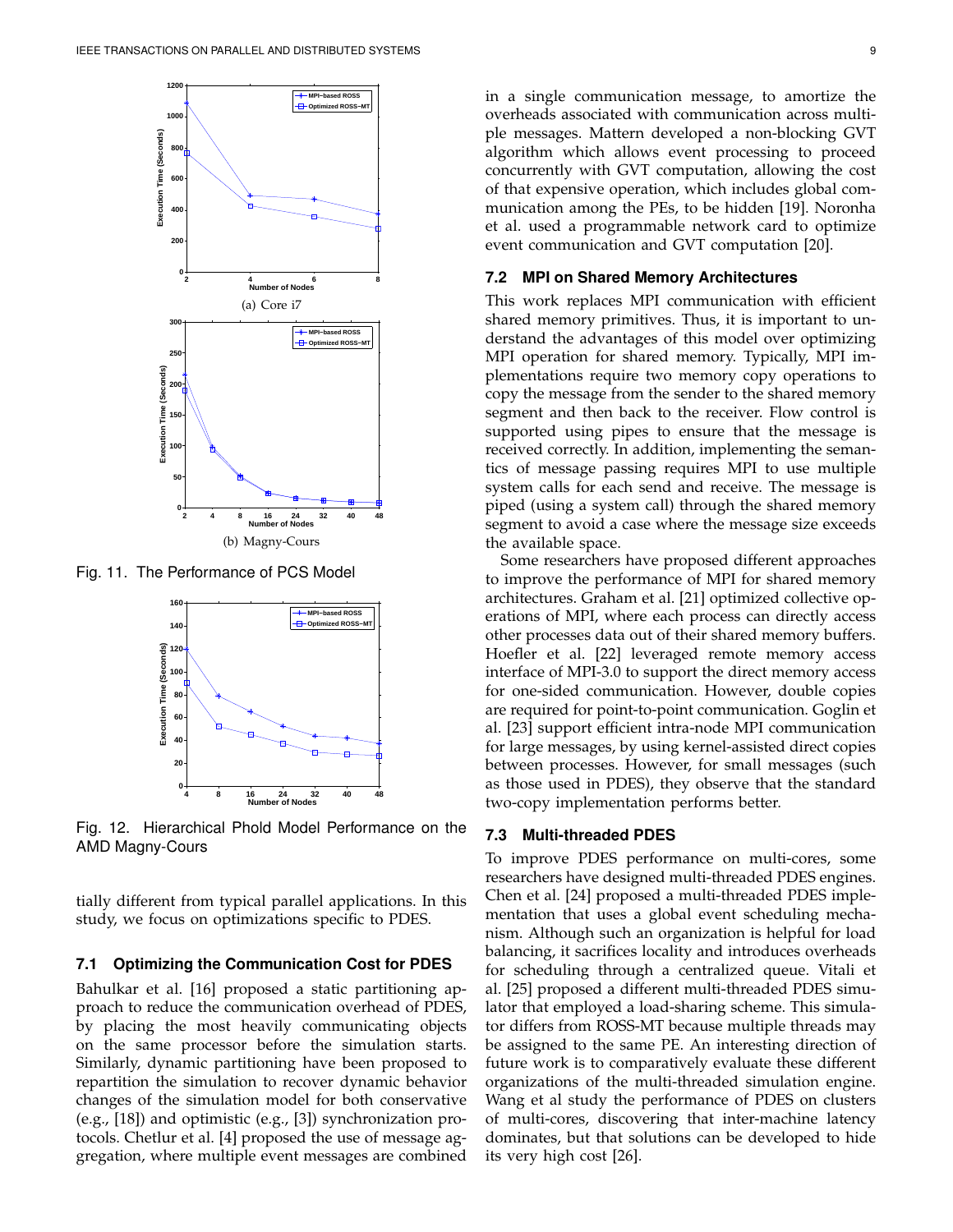(a) Core i7

(b) Magny-Cours

Fig. 11. The Performance of PCS Model

Fig. 12. Hierarchical Phold Model Performance on the AMD Magny-Cours

tially different from typical parallel applications. In this study, we focus on optimizations specific to PDES.

### 7.1 Optimizing the Communication Cost for PDES

Bahulkar et al. [16] proposed a static partitioning approach to reduce the communication overhead of PDES, by placing the most heavily communicating objects on the same processor before the simulation starts. Similarly, dynamic partitioning have been proposed to repartition the simulation to recover dynamic behavior changes of the simulation model for both conservative (e.g., [18]) and optimistic (e.g., [3]) synchronization protocols. Chetlur et al. [4] proposed the use of message aggregation, where multiple event messages are combined in a single communication message, to amortize the overheads associated with communication across multiple messages. Mattern developed a non-blocking GVT algorithm which allows event processing to proceed concurrently with GVT computation, allowing the cost of that expensive operation, which includes global communication among the PEs, to be hidden [19]. Noronha et al. used a programmable network card to optimize event communication and GVT computation [20].

### 7.2 MPI on Shared Memory Architectures

This work replaces MPI communication with efficient shared memory primitives. Thus, it is important to understand the advantages of this model over optimizing MPI operation for shared memory. Typically, MPI implementations require two memory copy operations to copy the message from the sender to the shared memory segment and then back to the receiver. Flow control is supported using pipes to ensure that the message is received correctly. In addition, implementing the semantics of message passing requires MPI to use multiple system calls for each send and receive. The message is piped (using a system call) through the shared memory segment to avoid a case where the message size exceeds the available space.

Some researchers have proposed different approaches to improve the performance of MPI for shared memory architectures. Graham et al. [21] optimized collective operations of MPI, where each process can directly access other processes data out of their shared memory buffers. Hoefler et al. [22] leveraged remote memory access interface of MPI-3.0 to support the direct memory access for one-sided communication. However, double copies are required for point-to-point communication. Goglin et al. [23] support efficient intra-node MPI communication for large messages, by using kernel-assisted direct copies between processes. However, for small messages (such as those used in PDES), they observe that the standard two-copy implementation performs better.

### 7.3 Multi-threaded PDES

To improve PDES performance on multi-cores, some researchers have designed multi-threaded PDES engines. Chen et al. [24] proposed a multi-threaded PDES implementation that uses a global event scheduling mechanism. Although such an organization is helpful for load balancing, it sacrifices locality and introduces overheads for scheduling through a centralized queue. Vitali et al. [25] proposed a different multi-threaded PDES simulator that employed a load-sharing scheme. This simulator differs from ROSS-MT because multiple threads may be assigned to the same PE. An interesting direction of future work is to comparatively evaluate these different organizations of the multi-threaded simulation engine. Wang et al study the performance of PDES on clusters of multi-cores, discovering that inter-machine latency dominates, but that solutions can be developed to hide its very high cost [26].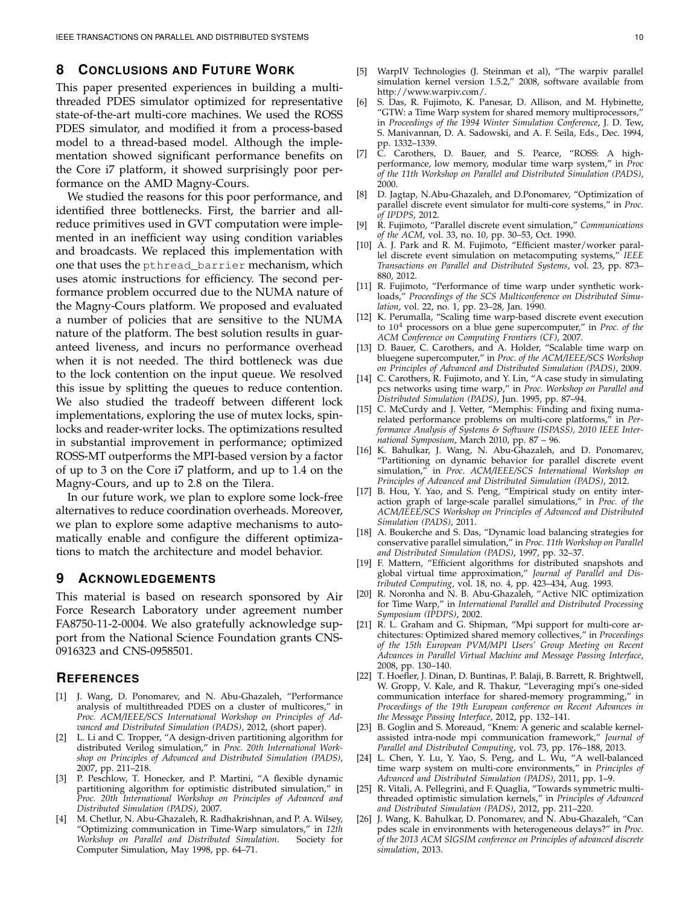## 8 Conclusions and Future Work

This paper presented experiences in building a multi-threaded PDES simulator optimized for representative state-of-the-art multi-core machines. We used the ROSS PDES simulator, and modified it from a process-based model to a thread-based model. Although the implementation showed significant performance benefits on the Core i7 platform, it showed surprisingly poor performance on the AMD Magny-Cours.

We studied the reasons for this poor performance, and identified three bottlenecks. First, the barrier and all-reduce primitives used in GVT computation were implemented in an inefficient way using condition variables and broadcasts. We replaced this implementation with one that uses the `pthread_barrier` mechanism, which uses atomic instructions for efficiency. The second performance problem occurred due to the NUMA nature of the Magny-Cours platform. We proposed and evaluated a number of policies that are sensitive to the NUMA nature of the platform. The best solution results in guaranteed liveness, and incurs no performance overhead when it is not needed. The third bottleneck was due to the lock contention on the input queue. We resolved this issue by splitting the queues to reduce contention. We also studied the tradeoff between different lock implementations, exploring the use of mutex locks, spin-locks and reader-writer locks. The optimizations resulted in substantial improvement in performance; optimized ROSS-MT outperforms the MPI-based version by a factor of up to 3 on the Core i7 platform, and up to 1.4 on the Magny-Cours, and up to 2.8 on the Tilera.

In our future work, we plan to explore some lock-free alternatives to reduce coordination overheads. Moreover, we plan to explore some adaptive mechanisms to automatically enable and configure the different optimizations to match the architecture and model behavior.

## 9 Acknowledgements

This material is based on research sponsored by Air Force Research Laboratory under agreement number FA8750-11-2-0004. We also gratefully acknowledge support from the National Science Foundation grants CNS-0916323 and CNS-0958501.

## References

[1] J. Wang, D. Ponomarev, and N. Abu-Ghazaleh, "Performance analysis of multithreaded PDES on a cluster of multicores," in *Proc. ACM/IEEE/SCS International Workshop on Principles of Advanced and Distributed Simulation (PADS)*, 2012, (short paper).

[2] L. Li and C. Tropper, "A design-driven partitioning algorithm for distributed Verilog simulation," in *Proc. 20th International Workshop on Principles of Advanced and Distributed Simulation (PADS)*, 2007, pp. 211–218.

[3] P. Peschlow, T. Honecker, and P. Martini, "A flexible dynamic partitioning algorithm for optimistic distributed simulation," in *Proc. 20th International Workshop on Principles of Advanced and Distributed Simulation (PADS)*, 2007.

[4] M. Chetlur, N. Abu-Ghazaleh, R. Radhakrishnan, and P. A. Wilsey, "Optimizing communication in Time-Warp simulators," in *12th Workshop on Parallel and Distributed Simulation*. Society for Computer Simulation, May 1998, pp. 64–71.

[5] WarpIV Technologies (J. Steinman et al), "The warpiv parallel simulation kernel version 1.5.2," 2008, software available from http://www.warpiv.com/.

[6] S. Das, R. Fujimoto, K. Panesar, D. Allison, and M. Hybinette, "GTW: a Time Warp system for shared memory multiprocessors," in *Proceedings of the 1994 Winter Simulation Conference*, J. D. Tew, S. Manivannan, D. A. Sadowski, and A. F. Seila, Eds., Dec. 1994, pp. 1332–1339.

[7] C. Carothers, D. Bauer, and S. Pearce, "ROSS: A high-performance, low memory, modular time warp system," in *Proc of the 11th Workshop on Parallel and Distributed Simulation (PADS)*, 2000.

[8] D. Jagtap, N.Abu-Ghazaleh, and D.Ponomarev, "Optimization of parallel discrete event simulator for multi-core systems," in *Proc. of IPDPS*, 2012.

[9] R. Fujimoto, "Parallel discrete event simulation," *Communications of the ACM*, vol. 33, no. 10, pp. 30–53, Oct. 1990.

[10] A. J. Park and R. M. Fujimoto, "Efficient master/worker parallel discrete event simulation on metacomputing systems," *IEEE Transactions on Parallel and Distributed Systems*, vol. 23, pp. 873–880, 2012.

[11] R. Fujimoto, "Performance of time warp under synthetic workloads," *Proceedings of the SCS Multiconference on Distributed Simulation*, vol. 22, no. 1, pp. 23–28, Jan. 1990.

[12] K. Perumalla, "Scaling time warp-based discrete event execution to $10^4$ processors on a blue gene supercomputer," in *Proc. of the ACM Conference on Computing Frontiers (CF)*, 2007.

[13] D. Bauer, C. Carothers, and A. Holder, "Scalable time warp on bluegene supercomputer," in *Proc. of the ACM/IEEE/SCS Workshop on Principles of Advanced and Distributed Simulation (PADS)*, 2009.

[14] C. Carothers, R. Fujimoto, and Y. Lin, "A case study in simulating pcs networks using time warp," in *Proc. Workshop on Parallel and Distributed Simulation (PADS)*, Jun. 1995, pp. 87–94.

[15] C. McCurdy and J. Vetter, "Memphis: Finding and fixing numa-related performance problems on multi-core platforms," in *Performance Analysis of Systems & Software (ISPASS), 2010 IEEE International Symposium*, March 2010, pp. 87 – 96.

[16] K. Bahulkar, J. Wang, N. Abu-Ghazaleh, and D. Ponomarev, "Partitioning on dynamic behavior for parallel discrete event simulation," in *Proc. ACM/IEEE/SCS International Workshop on Principles of Advanced and Distributed Simulation (PADS)*, 2012.

[17] B. Hou, Y. Yao, and S. Peng, "Empirical study on entity interaction graph of large-scale parallel simulations," in *Proc. of the ACM/IEEE/SCS Workshop on Principles of Advanced and Distributed Simulation (PADS)*, 2011.

[18] A. Boukerche and S. Das, "Dynamic load balancing strategies for conservative parallel simulation," in *Proc. 11th Workshop on Parallel and Distributed Simulation (PADS)*, 1997, pp. 32–37.

[19] F. Mattern, "Efficient algorithms for distributed snapshots and global virtual time approximation," *Journal of Parallel and Distributed Computing*, vol. 18, no. 4, pp. 423–434, Aug. 1993.

[20] R. Noronha and N. B. Abu-Ghazaleh, "Active NIC optimization for Time Warp," in *International Parallel and Distributed Processing Symposium (IPDPS)*, 2002.

[21] R. L. Graham and G. Shipman, "Mpi support for multi-core architectures: Optimized shared memory collectives," in *Proceedings of the 15th European PVM/MPI Users' Group Meeting on Recent Advances in Parallel Virtual Machine and Message Passing Interface*, 2008, pp. 130–140.

[22] T. Hoefler, J. Dinan, D. Buntinas, P. Balaji, B. Barrett, R. Brightwell, W. Gropp, V. Kale, and R. Thakur, "Leveraging mpi's one-sided communication interface for shared-memory programming," in *Proceedings of the 19th European conference on Recent Advances in the Message Passing Interface*, 2012, pp. 132–141.

[23] B. Goglin and S. Moreaud, "Knem: A generic and scalable kernel-assisted intra-node mpi communication framework," *Journal of Parallel and Distributed Computing*, vol. 73, pp. 176–188, 2013.

[24] L. Chen, Y. Lu, Y. Yao, S. Peng, and L. Wu, "A well-balanced time warp system on multi-core environments," in *Principles of Advanced and Distributed Simulation (PADS)*, 2011, pp. 1–9.

[25] R. Vitali, A. Pellegrini, and F. Quaglia, "Towards symmetric multi-threaded optimistic simulation kernels," in *Principles of Advanced and Distributed Simulation (PADS)*, 2012, pp. 211–220.

[26] J. Wang, K. Bahulkar, D. Ponomarev, and N. Abu-Ghazaleh, "Can pdes scale in environments with heterogeneous delays?" in *Proc. of the 2013 ACM SIGSIM conference on Principles of advanced discrete simulation*, 2013.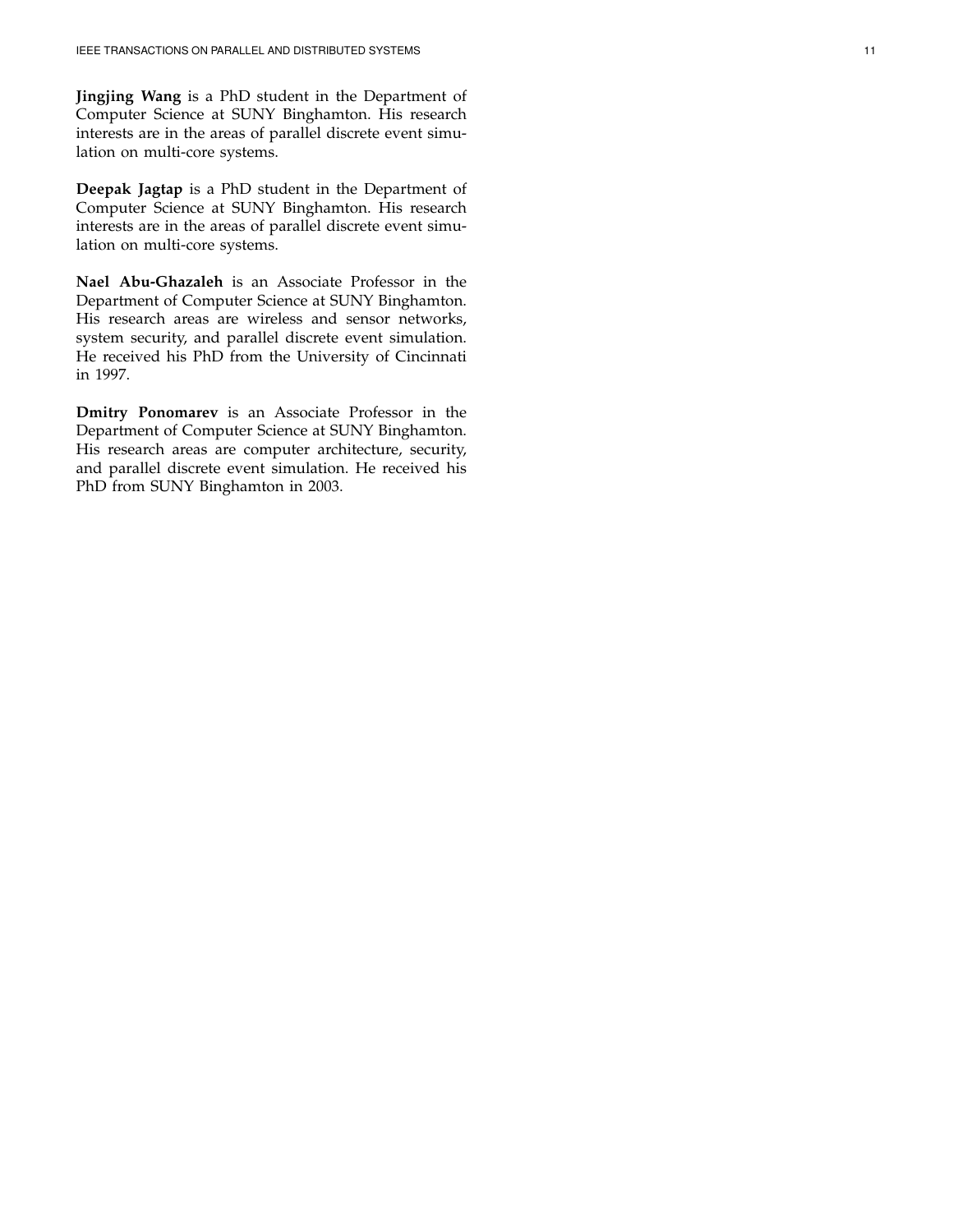**Jingjing Wang** is a PhD student in the Department of Computer Science at SUNY Binghamton. His research interests are in the areas of parallel discrete event simulation on multi-core systems.

**Deepak Jagtap** is a PhD student in the Department of Computer Science at SUNY Binghamton. His research interests are in the areas of parallel discrete event simulation on multi-core systems.

**Nael Abu-Ghazaleh** is an Associate Professor in the Department of Computer Science at SUNY Binghamton. His research areas are wireless and sensor networks, system security, and parallel discrete event simulation. He received his PhD from the University of Cincinnati in 1997.

**Dmitry Ponomarev** is an Associate Professor in the Department of Computer Science at SUNY Binghamton. His research areas are computer architecture, security, and parallel discrete event simulation. He received his PhD from SUNY Binghamton in 2003.